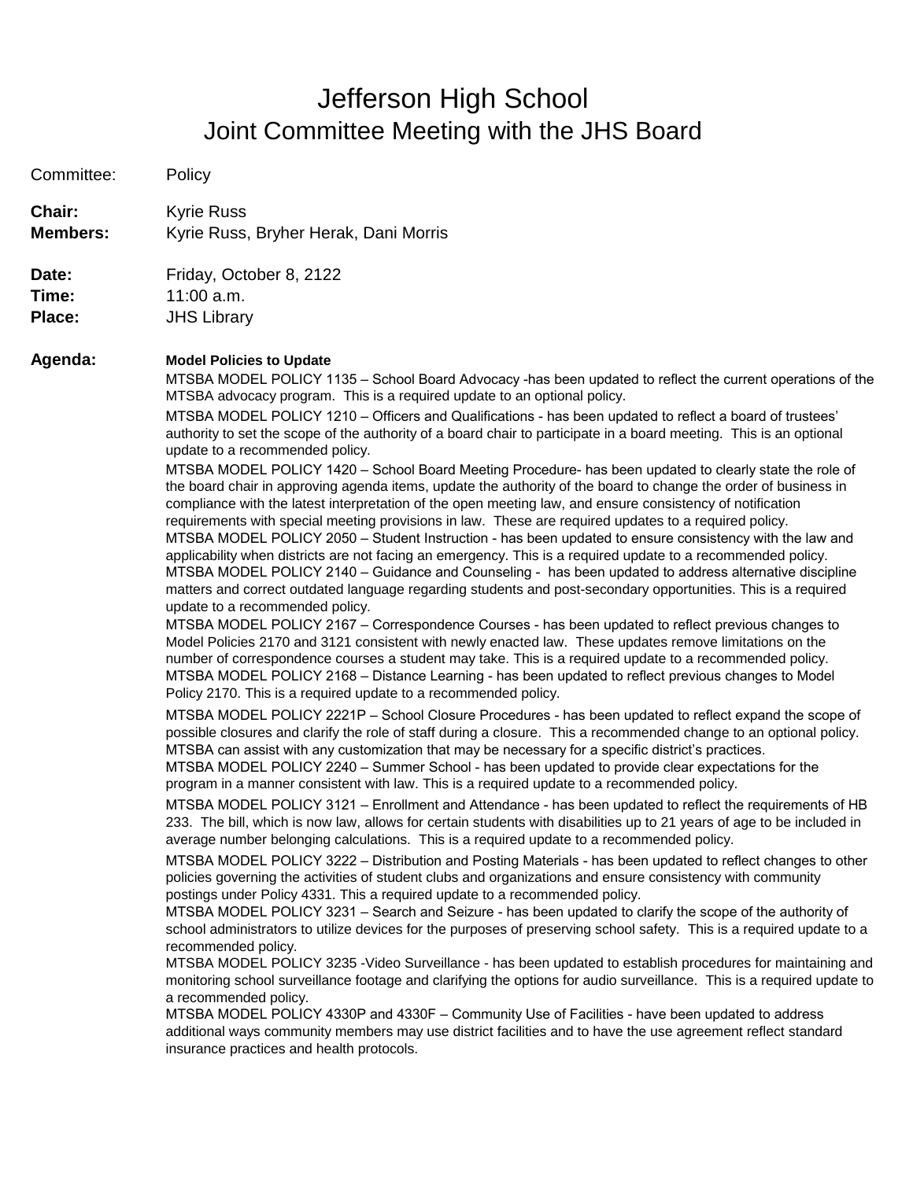# Jefferson High School
## Joint Committee Meeting with the JHS Board

Committee: Policy

**Chair:** Kyrie Russ
**Members:** Kyrie Russ, Bryher Herak, Dani Morris

**Date:** Friday, October 8, 2122
**Time:** 11:00 a.m.
**Place:** JHS Library

**Agenda:**

**Model Policies to Update**

MTSBA MODEL POLICY 1135 – School Board Advocacy -has been updated to reflect the current operations of the MTSBA advocacy program. This is a required update to an optional policy.

MTSBA MODEL POLICY 1210 – Officers and Qualifications - has been updated to reflect a board of trustees' authority to set the scope of the authority of a board chair to participate in a board meeting. This is an optional update to a recommended policy.

MTSBA MODEL POLICY 1420 – School Board Meeting Procedure- has been updated to clearly state the role of the board chair in approving agenda items, update the authority of the board to change the order of business in compliance with the latest interpretation of the open meeting law, and ensure consistency of notification requirements with special meeting provisions in law. These are required updates to a required policy.

MTSBA MODEL POLICY 2050 – Student Instruction - has been updated to ensure consistency with the law and applicability when districts are not facing an emergency. This is a required update to a recommended policy.

MTSBA MODEL POLICY 2140 – Guidance and Counseling - has been updated to address alternative discipline matters and correct outdated language regarding students and post-secondary opportunities. This is a required update to a recommended policy.

MTSBA MODEL POLICY 2167 – Correspondence Courses - has been updated to reflect previous changes to Model Policies 2170 and 3121 consistent with newly enacted law. These updates remove limitations on the number of correspondence courses a student may take. This is a required update to a recommended policy.

MTSBA MODEL POLICY 2168 – Distance Learning - has been updated to reflect previous changes to Model Policy 2170. This is a required update to a recommended policy.

MTSBA MODEL POLICY 2221P – School Closure Procedures - has been updated to reflect expand the scope of possible closures and clarify the role of staff during a closure. This a recommended change to an optional policy. MTSBA can assist with any customization that may be necessary for a specific district's practices.

MTSBA MODEL POLICY 2240 – Summer School - has been updated to provide clear expectations for the program in a manner consistent with law. This is a required update to a recommended policy.

MTSBA MODEL POLICY 3121 – Enrollment and Attendance - has been updated to reflect the requirements of HB 233. The bill, which is now law, allows for certain students with disabilities up to 21 years of age to be included in average number belonging calculations. This is a required update to a recommended policy.

MTSBA MODEL POLICY 3222 – Distribution and Posting Materials - has been updated to reflect changes to other policies governing the activities of student clubs and organizations and ensure consistency with community postings under Policy 4331. This a required update to a recommended policy.

MTSBA MODEL POLICY 3231 – Search and Seizure - has been updated to clarify the scope of the authority of school administrators to utilize devices for the purposes of preserving school safety. This is a required update to a recommended policy.

MTSBA MODEL POLICY 3235 -Video Surveillance - has been updated to establish procedures for maintaining and monitoring school surveillance footage and clarifying the options for audio surveillance. This is a required update to a recommended policy.

MTSBA MODEL POLICY 4330P and 4330F – Community Use of Facilities - have been updated to address additional ways community members may use district facilities and to have the use agreement reflect standard insurance practices and health protocols.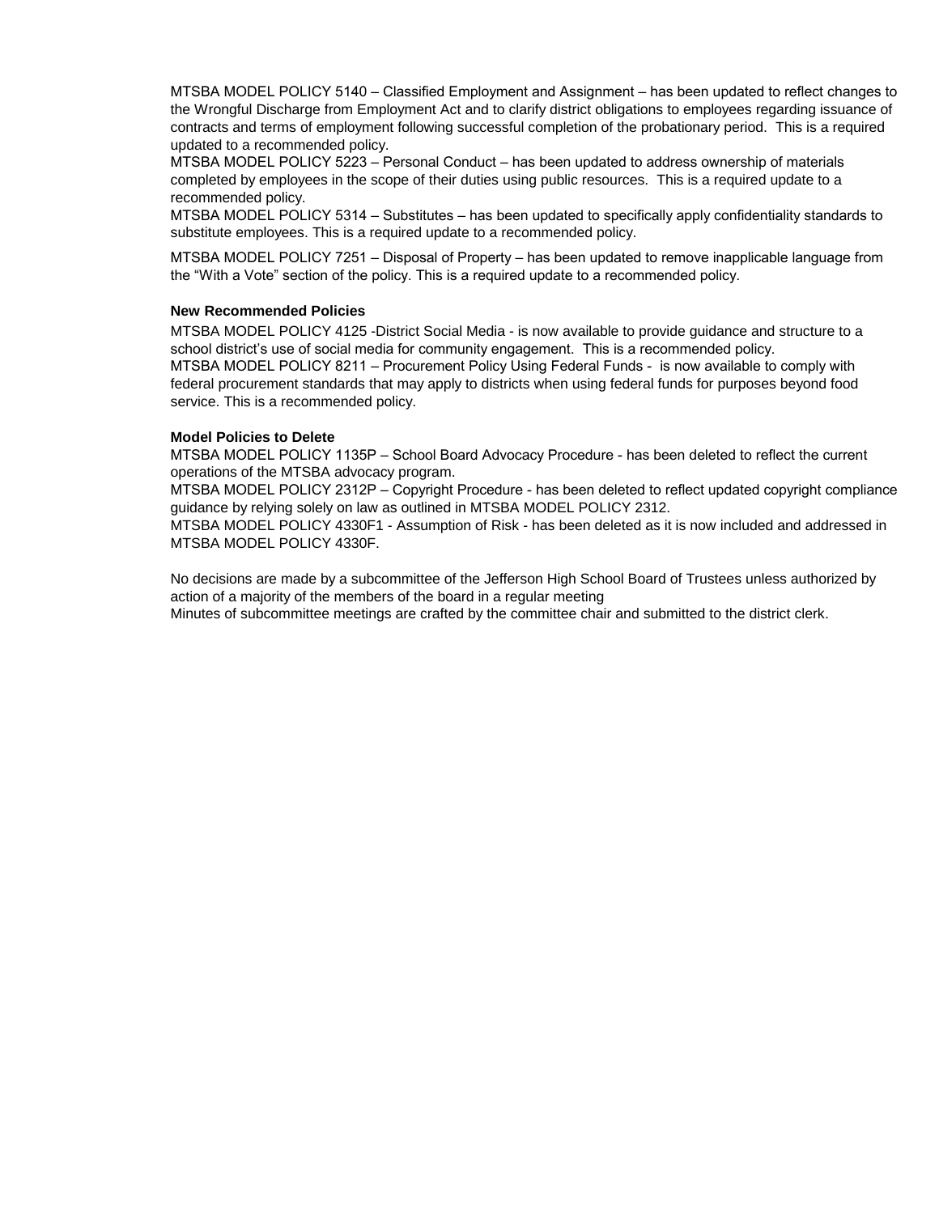MTSBA MODEL POLICY 5140 – Classified Employment and Assignment – has been updated to reflect changes to the Wrongful Discharge from Employment Act and to clarify district obligations to employees regarding issuance of contracts and terms of employment following successful completion of the probationary period. This is a required updated to a recommended policy.

MTSBA MODEL POLICY 5223 – Personal Conduct – has been updated to address ownership of materials completed by employees in the scope of their duties using public resources. This is a required update to a recommended policy.

MTSBA MODEL POLICY 5314 – Substitutes – has been updated to specifically apply confidentiality standards to substitute employees. This is a required update to a recommended policy.

MTSBA MODEL POLICY 7251 – Disposal of Property – has been updated to remove inapplicable language from the “With a Vote” section of the policy. This is a required update to a recommended policy.

**New Recommended Policies**

MTSBA MODEL POLICY 4125 -District Social Media - is now available to provide guidance and structure to a school district’s use of social media for community engagement. This is a recommended policy.

MTSBA MODEL POLICY 8211 – Procurement Policy Using Federal Funds - is now available to comply with federal procurement standards that may apply to districts when using federal funds for purposes beyond food service. This is a recommended policy.

**Model Policies to Delete**

MTSBA MODEL POLICY 1135P – School Board Advocacy Procedure - has been deleted to reflect the current operations of the MTSBA advocacy program.

MTSBA MODEL POLICY 2312P – Copyright Procedure - has been deleted to reflect updated copyright compliance guidance by relying solely on law as outlined in MTSBA MODEL POLICY 2312.

MTSBA MODEL POLICY 4330F1 - Assumption of Risk - has been deleted as it is now included and addressed in MTSBA MODEL POLICY 4330F.

No decisions are made by a subcommittee of the Jefferson High School Board of Trustees unless authorized by action of a majority of the members of the board in a regular meeting

Minutes of subcommittee meetings are crafted by the committee chair and submitted to the district clerk.